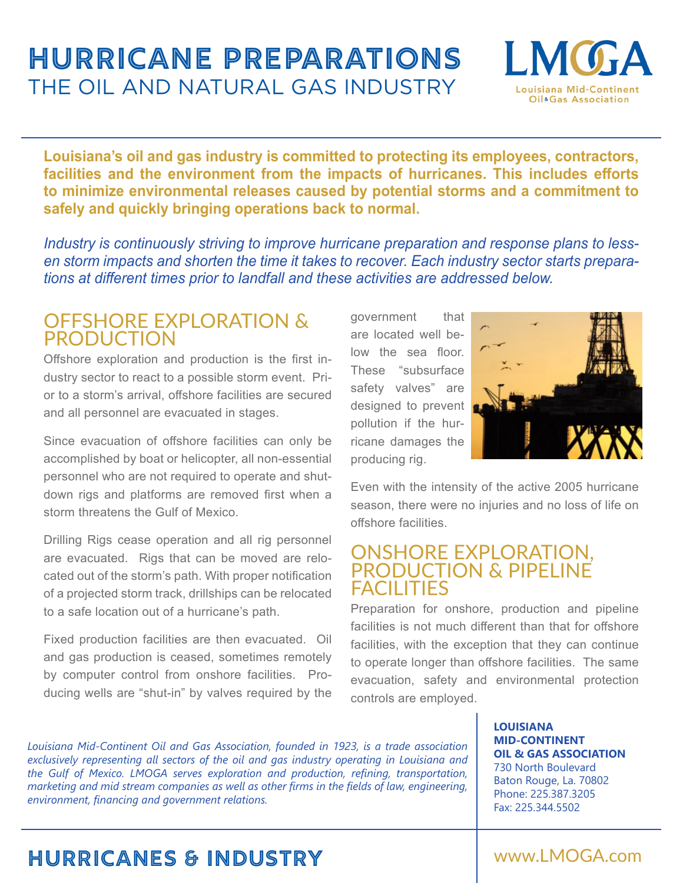# HURRICANE PREPARATIONS

## THE OIL AND NATURAL GAS INDUSTRY

LMOGA
Louisiana Mid-Continent Oil & Gas Association

**Louisiana's oil and gas industry is committed to protecting its employees, contractors, facilities and the environment from the impacts of hurricanes. This includes efforts to minimize environmental releases caused by potential storms and a commitment to safely and quickly bringing operations back to normal.**

*Industry is continuously striving to improve hurricane preparation and response plans to lessen storm impacts and shorten the time it takes to recover. Each industry sector starts preparations at different times prior to landfall and these activities are addressed below.*

## OFFSHORE EXPLORATION & PRODUCTION

Offshore exploration and production is the first industry sector to react to a possible storm event. Prior to a storm's arrival, offshore facilities are secured and all personnel are evacuated in stages.

Since evacuation of offshore facilities can only be accomplished by boat or helicopter, all non-essential personnel who are not required to operate and shutdown rigs and platforms are removed first when a storm threatens the Gulf of Mexico.

Drilling Rigs cease operation and all rig personnel are evacuated. Rigs that can be moved are relocated out of the storm's path. With proper notification of a projected storm track, drillships can be relocated to a safe location out of a hurricane's path.

Fixed production facilities are then evacuated. Oil and gas production is ceased, sometimes remotely by computer control from onshore facilities. Producing wells are "shut-in" by valves required by the government that are located well below the sea floor. These "subsurface safety valves" are designed to prevent pollution if the hurricane damages the producing rig.

Even with the intensity of the active 2005 hurricane season, there were no injuries and no loss of life on offshore facilities.

## ONSHORE EXPLORATION, PRODUCTION & PIPELINE FACILITIES

Preparation for onshore, production and pipeline facilities is not much different than that for offshore facilities, with the exception that they can continue to operate longer than offshore facilities. The same evacuation, safety and environmental protection controls are employed.

*Louisiana Mid-Continent Oil and Gas Association, founded in 1923, is a trade association exclusively representing all sectors of the oil and gas industry operating in Louisiana and the Gulf of Mexico. LMOGA serves exploration and production, refining, transportation, marketing and mid stream companies as well as other firms in the fields of law, engineering, environment, financing and government relations.*

**LOUISIANA MID-CONTINENT OIL & GAS ASSOCIATION**
730 North Boulevard
Baton Rouge, La. 70802
Phone: 225.387.3205
Fax: 225.344.5502

## HURRICANES & INDUSTRY

www.LMOGA.com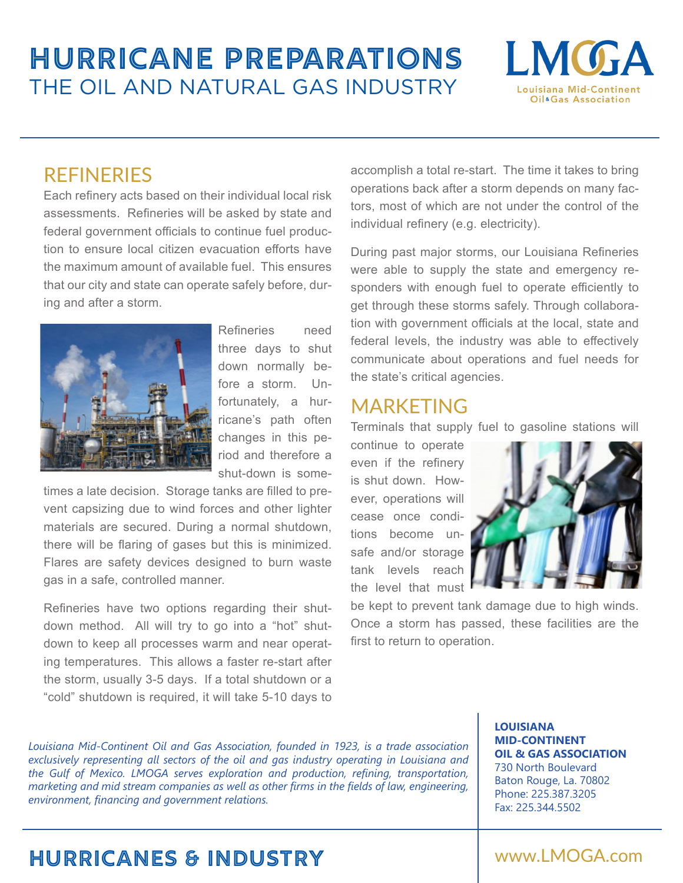# HURRICANE PREPARATIONS
## THE OIL AND NATURAL GAS INDUSTRY

LMOGA
Louisiana Mid-Continent Oil & Gas Association

## REFINERIES

Each refinery acts based on their individual local risk assessments. Refineries will be asked by state and federal government officials to continue fuel production to ensure local citizen evacuation efforts have the maximum amount of available fuel. This ensures that our city and state can operate safely before, during and after a storm.

Refineries need three days to shut down normally before a storm. Unfortunately, a hurricane's path often changes in this period and therefore a shut-down is sometimes a late decision. Storage tanks are filled to prevent capsizing due to wind forces and other lighter materials are secured. During a normal shutdown, there will be flaring of gases but this is minimized. Flares are safety devices designed to burn waste gas in a safe, controlled manner.

Refineries have two options regarding their shutdown method. All will try to go into a "hot" shutdown to keep all processes warm and near operating temperatures. This allows a faster re-start after the storm, usually 3-5 days. If a total shutdown or a "cold" shutdown is required, it will take 5-10 days to accomplish a total re-start. The time it takes to bring operations back after a storm depends on many factors, most of which are not under the control of the individual refinery (e.g. electricity).

During past major storms, our Louisiana Refineries were able to supply the state and emergency responders with enough fuel to operate efficiently to get through these storms safely. Through collaboration with government officials at the local, state and federal levels, the industry was able to effectively communicate about operations and fuel needs for the state's critical agencies.

## MARKETING

Terminals that supply fuel to gasoline stations will continue to operate even if the refinery is shut down. However, operations will cease once conditions become unsafe and/or storage tank levels reach the level that must be kept to prevent tank damage due to high winds. Once a storm has passed, these facilities are the first to return to operation.

*Louisiana Mid-Continent Oil and Gas Association, founded in 1923, is a trade association exclusively representing all sectors of the oil and gas industry operating in Louisiana and the Gulf of Mexico. LMOGA serves exploration and production, refining, transportation, marketing and mid stream companies as well as other firms in the fields of law, engineering, environment, financing and government relations.*

**LOUISIANA MID-CONTINENT OIL & GAS ASSOCIATION**
730 North Boulevard
Baton Rouge, La. 70802
Phone: 225.387.3205
Fax: 225.344.5502

## HURRICANES & INDUSTRY

www.LMOGA.com